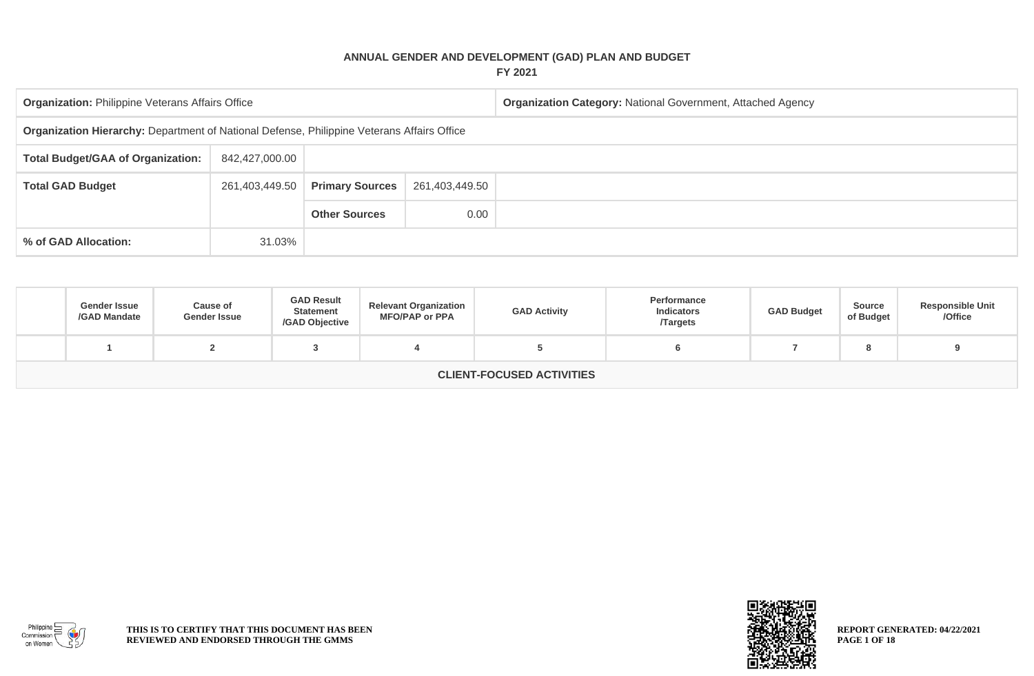# ANNUAL GENDER AND DEVELOPMENT (GAD) PLAN AND BUDGET

## FY 2021

| | | | | |
|---|---|---|---|---|
| **Organization:** Philippine Veterans Affairs Office | | | | **Organization Category:** National Government, Attached Agency |
| **Organization Hierarchy:** Department of National Defense, Philippine Veterans Affairs Office | | | | |
| **Total Budget/GAA of Organization:** | 842,427,000.00 | | | |
| **Total GAD Budget** | 261,403,449.50 | **Primary Sources** | 261,403,449.50 | |
| | | **Other Sources** | 0.00 | |
| **% of GAD Allocation:** | 31.03% | | | |

| | Gender Issue /GAD Mandate | Cause of Gender Issue | GAD Result Statement /GAD Objective | Relevant Organization MFO/PAP or PPA | GAD Activity | Performance Indicators /Targets | GAD Budget | Source of Budget | Responsible Unit /Office |
|---|---|---|---|---|---|---|---|---|---|
| | 1 | 2 | 3 | 4 | 5 | 6 | 7 | 8 | 9 |
| **CLIENT-FOCUSED ACTIVITIES** | | | | | | | | | |

THIS IS TO CERTIFY THAT THIS DOCUMENT HAS BEEN REVIEWED AND ENDORSED THROUGH THE GMMS

REPORT GENERATED: 04/22/2021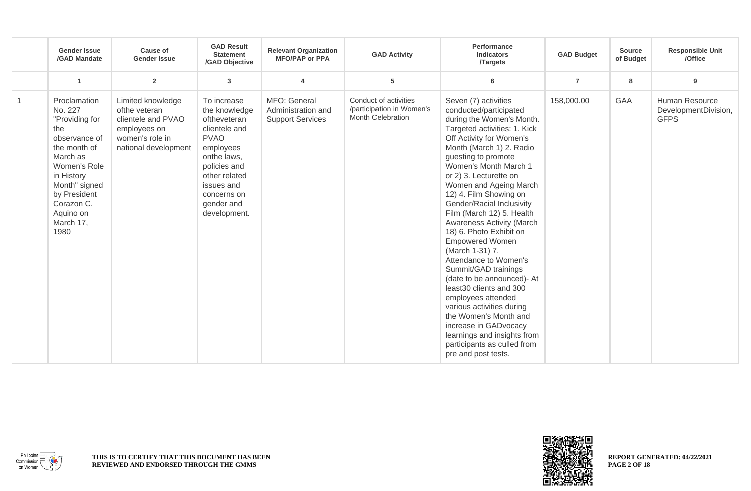| | Gender Issue /GAD Mandate | Cause of Gender Issue | GAD Result Statement /GAD Objective | Relevant Organization MFO/PAP or PPA | GAD Activity | Performance Indicators /Targets | GAD Budget | Source of Budget | Responsible Unit /Office |
|---|---|---|---|---|---|---|---|---|---|
| | 1 | 2 | 3 | 4 | 5 | 6 | 7 | 8 | 9 |
| 1 | Proclamation No. 227 "Providing for the observance of the month of March as Women's Role in History Month" signed by President Corazon C. Aquino on March 17, 1980 | Limited knowledge ofthe veteran clientele and PVAO employees on women's role in national development | To increase the knowledge oftheveteran clientele and PVAO employees onthe laws, policies and other related issues and concerns on gender and development. | MFO: General Administration and Support Services | Conduct of activities /participation in Women's Month Celebration | Seven (7) activities conducted/participated during the Women's Month. Targeted activities: 1. Kick Off Activity for Women's Month (March 1) 2. Radio guesting to promote Women's Month March 1 or 2) 3. Lecturette on Women and Ageing March 12) 4. Film Showing on Gender/Racial Inclusivity Film (March 12) 5. Health Awareness Activity (March 18) 6. Photo Exhibit on Empowered Women (March 1-31) 7. Attendance to Women's Summit/GAD trainings (date to be announced)- At least30 clients and 300 employees attended various activities during the Women's Month and increase in GADvocacy learnings and insights from participants as culled from pre and post tests. | 158,000.00 | GAA | Human Resource DevelopmentDivision, GFPS |

THIS IS TO CERTIFY THAT THIS DOCUMENT HAS BEEN REVIEWED AND ENDORSED THROUGH THE GMMS

REPORT GENERATED: 04/22/2021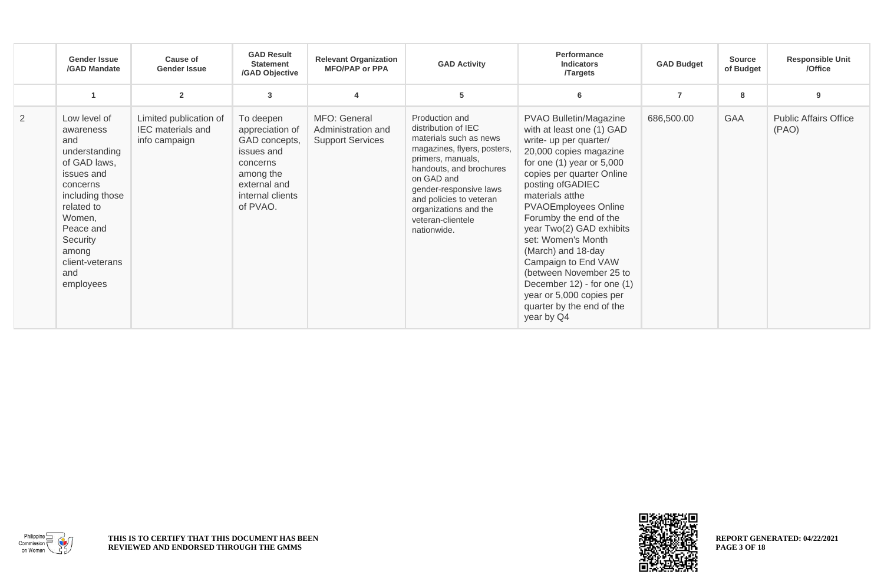| | Gender Issue /GAD Mandate | Cause of Gender Issue | GAD Result Statement /GAD Objective | Relevant Organization MFO/PAP or PPA | GAD Activity | Performance Indicators /Targets | GAD Budget | Source of Budget | Responsible Unit /Office |
|---|---|---|---|---|---|---|---|---|---|
| | 1 | 2 | 3 | 4 | 5 | 6 | 7 | 8 | 9 |
| 2 | Low level of awareness and understanding of GAD laws, issues and concerns including those related to Women, Peace and Security among client-veterans and employees | Limited publication of IEC materials and info campaign | To deepen appreciation of GAD concepts, issues and concerns among the external and internal clients of PVAO. | MFO: General Administration and Support Services | Production and distribution of IEC materials such as news magazines, flyers, posters, primers, manuals, handouts, and brochures on GAD and gender-responsive laws and policies to veteran organizations and the veteran-clientele nationwide. | PVAO Bulletin/Magazine with at least one (1) GAD write- up per quarter/ 20,000 copies magazine for one (1) year or 5,000 copies per quarter Online posting ofGADIEC materials atthe PVAOEmployees Online Forumby the end of the year Two(2) GAD exhibits set: Women's Month (March) and 18-day Campaign to End VAW (between November 25 to December 12) - for one (1) year or 5,000 copies per quarter by the end of the year by Q4 | 686,500.00 | GAA | Public Affairs Office (PAO) |

THIS IS TO CERTIFY THAT THIS DOCUMENT HAS BEEN REVIEWED AND ENDORSED THROUGH THE GMMS

REPORT GENERATED: 04/22/2021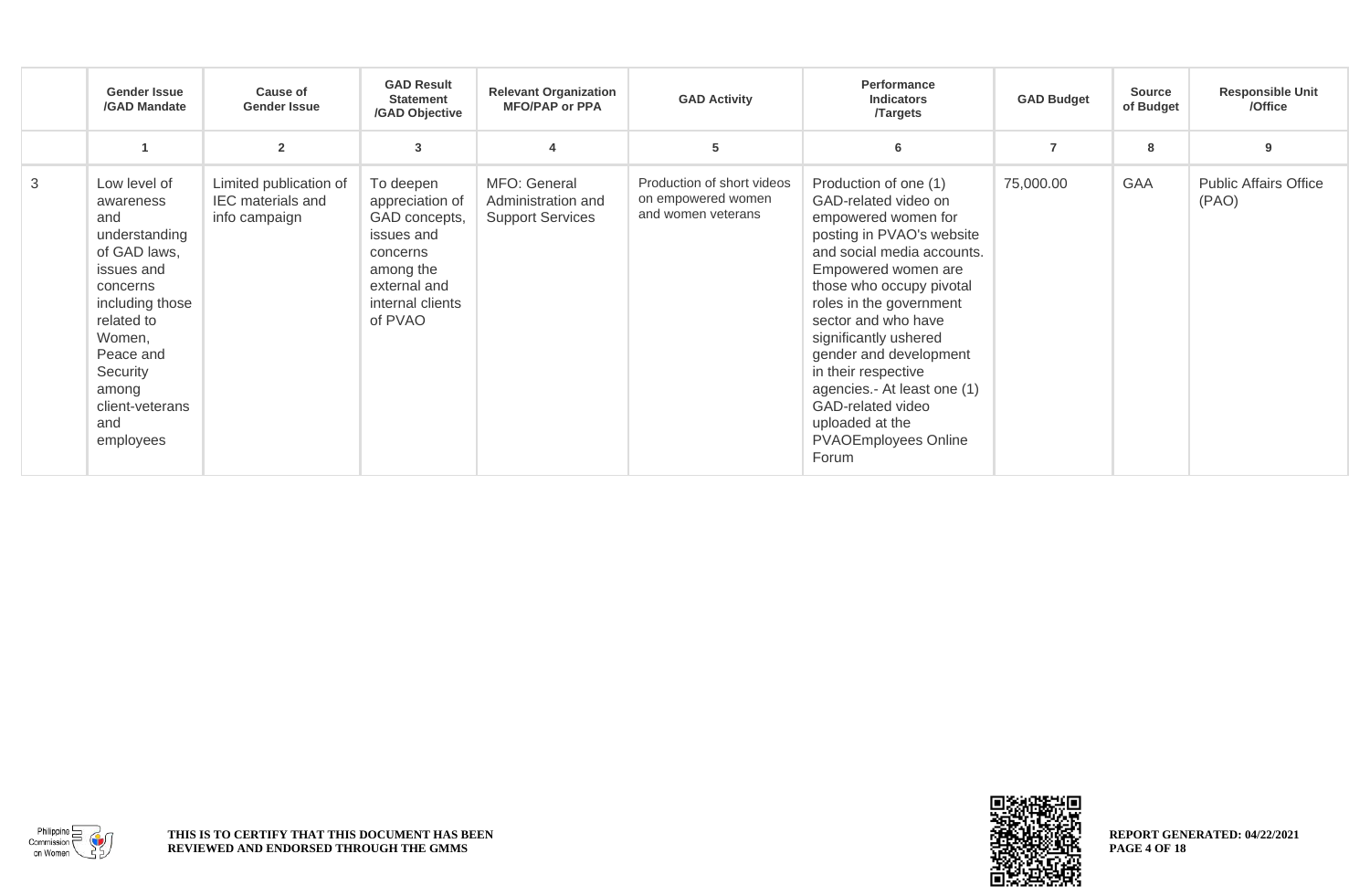| | Gender Issue /GAD Mandate | Cause of Gender Issue | GAD Result Statement /GAD Objective | Relevant Organization MFO/PAP or PPA | GAD Activity | Performance Indicators /Targets | GAD Budget | Source of Budget | Responsible Unit /Office |
|---|---|---|---|---|---|---|---|---|---|
| | 1 | 2 | 3 | 4 | 5 | 6 | 7 | 8 | 9 |
| 3 | Low level of awareness and understanding of GAD laws, issues and concerns including those related to Women, Peace and Security among client-veterans and employees | Limited publication of IEC materials and info campaign | To deepen appreciation of GAD concepts, issues and concerns among the external and internal clients of PVAO | MFO: General Administration and Support Services | Production of short videos on empowered women and women veterans | Production of one (1) GAD-related video on empowered women for posting in PVAO's website and social media accounts. Empowered women are those who occupy pivotal roles in the government sector and who have significantly ushered gender and development in their respective agencies.- At least one (1) GAD-related video uploaded at the PVAOEmployees Online Forum | 75,000.00 | GAA | Public Affairs Office (PAO) |

**THIS IS TO CERTIFY THAT THIS DOCUMENT HAS BEEN REVIEWED AND ENDORSED THROUGH THE GMMS**

**REPORT GENERATED: 04/22/2021**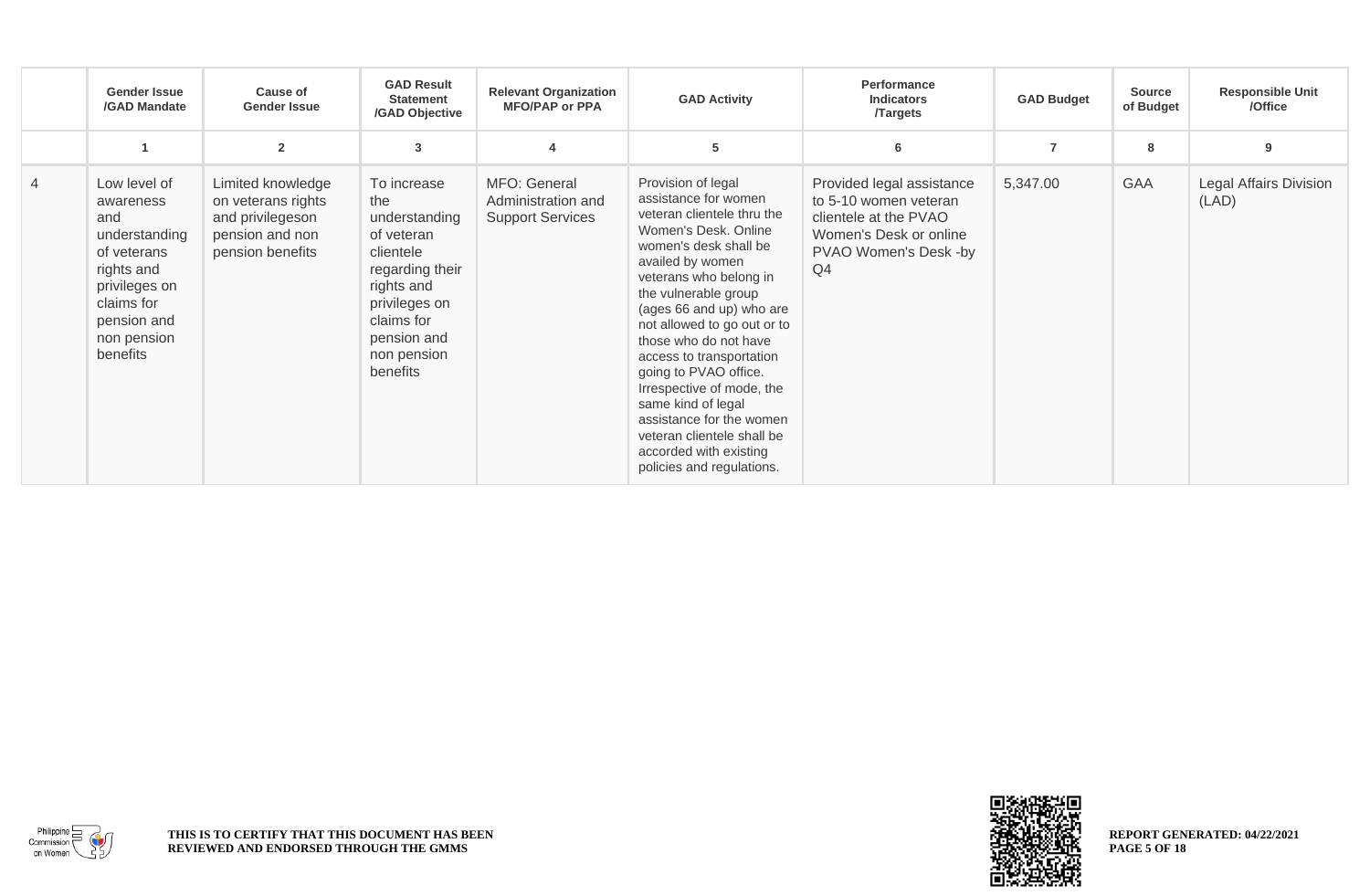| | Gender Issue /GAD Mandate | Cause of Gender Issue | GAD Result Statement /GAD Objective | Relevant Organization MFO/PAP or PPA | GAD Activity | Performance Indicators /Targets | GAD Budget | Source of Budget | Responsible Unit /Office |
|---|---|---|---|---|---|---|---|---|---|
| | 1 | 2 | 3 | 4 | 5 | 6 | 7 | 8 | 9 |
| 4 | Low level of awareness and understanding of veterans rights and privileges on claims for pension and non pension benefits | Limited knowledge on veterans rights and privilegeson pension and non pension benefits | To increase the understanding of veteran clientele regarding their rights and privileges on claims for pension and non pension benefits | MFO: General Administration and Support Services | Provision of legal assistance for women veteran clientele thru the Women's Desk. Online women's desk shall be availed by women veterans who belong in the vulnerable group (ages 66 and up) who are not allowed to go out or to those who do not have access to transportation going to PVAO office. Irrespective of mode, the same kind of legal assistance for the women veteran clientele shall be accorded with existing policies and regulations. | Provided legal assistance to 5-10 women veteran clientele at the PVAO Women's Desk or online PVAO Women's Desk -by Q4 | 5,347.00 | GAA | Legal Affairs Division (LAD) |

THIS IS TO CERTIFY THAT THIS DOCUMENT HAS BEEN REVIEWED AND ENDORSED THROUGH THE GMMS

REPORT GENERATED: 04/22/2021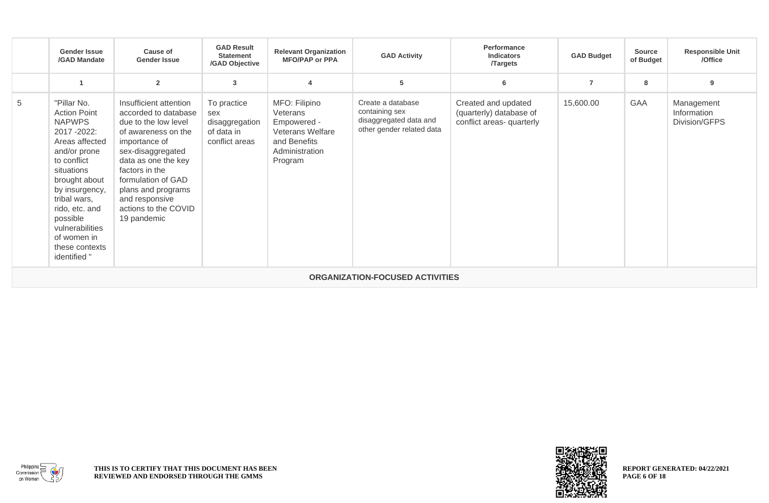| | Gender Issue /GAD Mandate | Cause of Gender Issue | GAD Result Statement /GAD Objective | Relevant Organization MFO/PAP or PPA | GAD Activity | Performance Indicators /Targets | GAD Budget | Source of Budget | Responsible Unit /Office |
|---|---|---|---|---|---|---|---|---|---|
| | 1 | 2 | 3 | 4 | 5 | 6 | 7 | 8 | 9 |
| 5 | "Pillar No. Action Point NAPWPS 2017 -2022: Areas affected and/or prone to conflict situations brought about by insurgency, tribal wars, rido, etc. and possible vulnerabilities of women in these contexts identified " | Insufficient attention accorded to database due to the low level of awareness on the importance of sex-disaggregated data as one the key factors in the formulation of GAD plans and programs and responsive actions to the COVID 19 pandemic | To practice sex disaggregation of data in conflict areas | MFO: Filipino Veterans Empowered - Veterans Welfare and Benefits Administration Program | Create a database containing sex disaggregated data and other gender related data | Created and updated (quarterly) database of conflict areas- quarterly | 15,600.00 | GAA | Management Information Division/GFPS |
| **ORGANIZATION-FOCUSED ACTIVITIES** | | | | | | | | | |

THIS IS TO CERTIFY THAT THIS DOCUMENT HAS BEEN REVIEWED AND ENDORSED THROUGH THE GMMS

REPORT GENERATED: 04/22/2021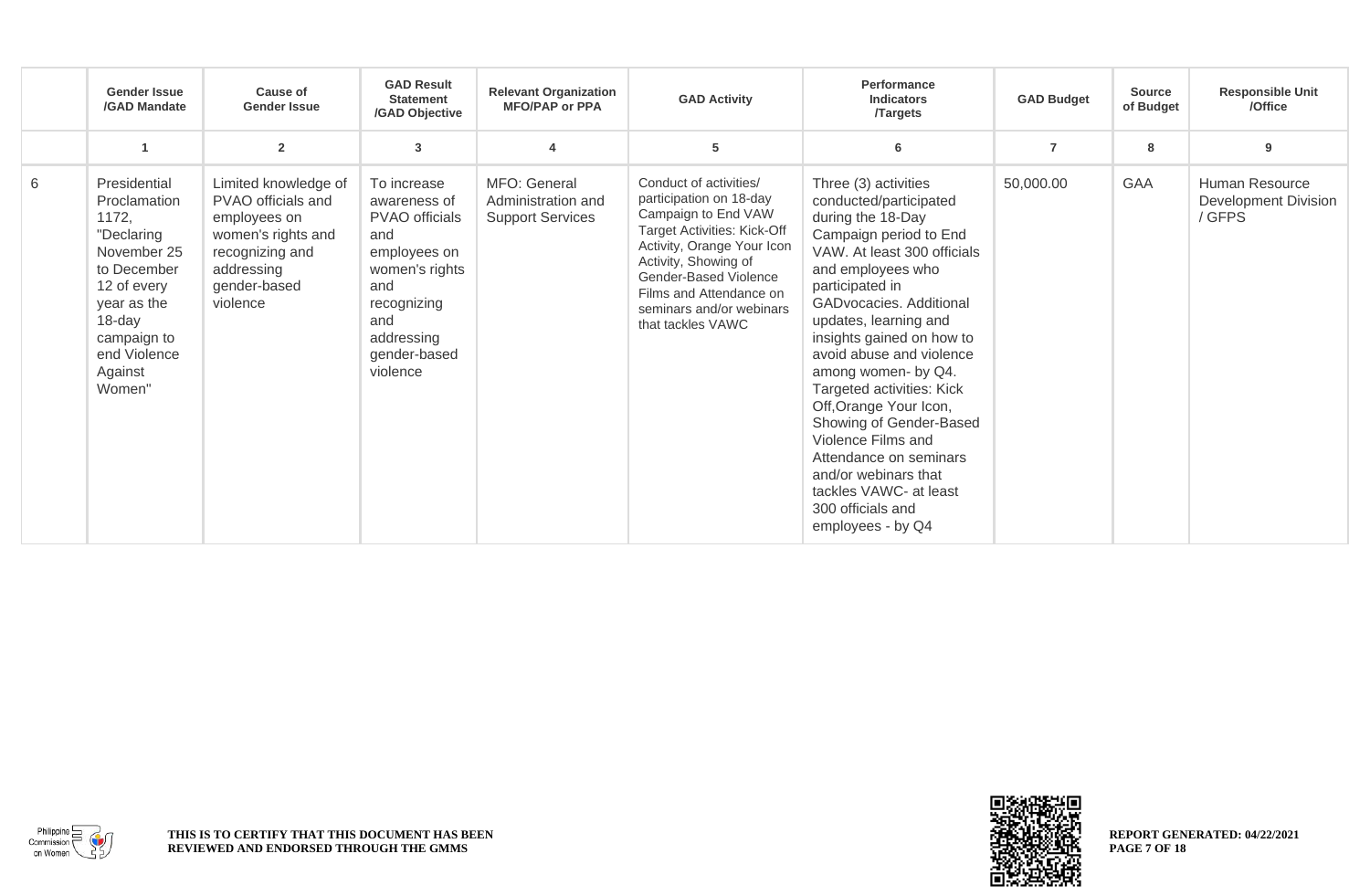| | Gender Issue /GAD Mandate | Cause of Gender Issue | GAD Result Statement /GAD Objective | Relevant Organization MFO/PAP or PPA | GAD Activity | Performance Indicators /Targets | GAD Budget | Source of Budget | Responsible Unit /Office |
|---|---|---|---|---|---|---|---|---|---|
| | 1 | 2 | 3 | 4 | 5 | 6 | 7 | 8 | 9 |
| 6 | Presidential Proclamation 1172, "Declaring November 25 to December 12 of every year as the 18-day campaign to end Violence Against Women" | Limited knowledge of PVAO officials and employees on women's rights and recognizing and addressing gender-based violence | To increase awareness of PVAO officials and employees on women's rights and recognizing and addressing gender-based violence | MFO: General Administration and Support Services | Conduct of activities/ participation on 18-day Campaign to End VAW Target Activities: Kick-Off Activity, Orange Your Icon Activity, Showing of Gender-Based Violence Films and Attendance on seminars and/or webinars that tackles VAWC | Three (3) activities conducted/participated during the 18-Day Campaign period to End VAW. At least 300 officials and employees who participated in GADvocacies. Additional updates, learning and insights gained on how to avoid abuse and violence among women- by Q4. Targeted activities: Kick Off,Orange Your Icon, Showing of Gender-Based Violence Films and Attendance on seminars and/or webinars that tackles VAWC- at least 300 officials and employees - by Q4 | 50,000.00 | GAA | Human Resource Development Division / GFPS |

THIS IS TO CERTIFY THAT THIS DOCUMENT HAS BEEN REVIEWED AND ENDORSED THROUGH THE GMMS

REPORT GENERATED: 04/22/2021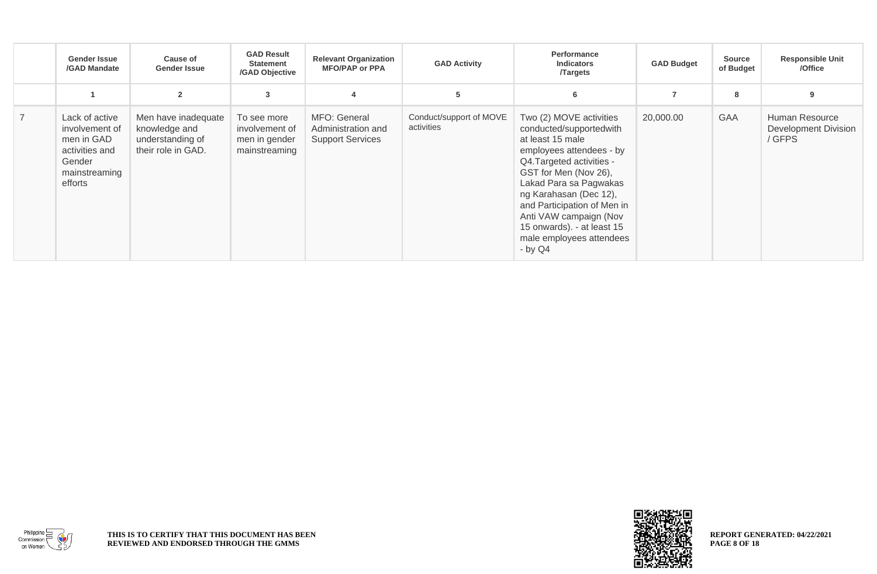| | Gender Issue /GAD Mandate | Cause of Gender Issue | GAD Result Statement /GAD Objective | Relevant Organization MFO/PAP or PPA | GAD Activity | Performance Indicators /Targets | GAD Budget | Source of Budget | Responsible Unit /Office |
|---|---|---|---|---|---|---|---|---|---|
| | 1 | 2 | 3 | 4 | 5 | 6 | 7 | 8 | 9 |
| 7 | Lack of active involvement of men in GAD activities and Gender mainstreaming efforts | Men have inadequate knowledge and understanding of their role in GAD. | To see more involvement of men in gender mainstreaming | MFO: General Administration and Support Services | Conduct/support of MOVE activities | Two (2) MOVE activities conducted/supportedwith at least 15 male employees attendees - by Q4.Targeted activities - GST for Men (Nov 26), Lakad Para sa Pagwakas ng Karahasan (Dec 12), and Participation of Men in Anti VAW campaign (Nov 15 onwards). - at least 15 male employees attendees - by Q4 | 20,000.00 | GAA | Human Resource Development Division / GFPS |

THIS IS TO CERTIFY THAT THIS DOCUMENT HAS BEEN REVIEWED AND ENDORSED THROUGH THE GMMS

REPORT GENERATED: 04/22/2021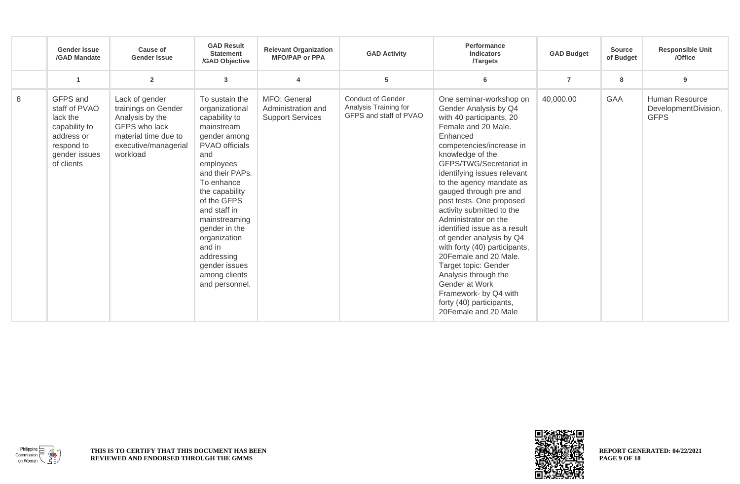| | Gender Issue /GAD Mandate | Cause of Gender Issue | GAD Result Statement /GAD Objective | Relevant Organization MFO/PAP or PPA | GAD Activity | Performance Indicators /Targets | GAD Budget | Source of Budget | Responsible Unit /Office |
|---|---|---|---|---|---|---|---|---|---|
| | 1 | 2 | 3 | 4 | 5 | 6 | 7 | 8 | 9 |
| 8 | GFPS and staff of PVAO lack the capability to address or respond to gender issues of clients | Lack of gender trainings on Gender Analysis by the GFPS who lack material time due to executive/managerial workload | To sustain the organizational capability to mainstream gender among PVAO officials and employees and their PAPs. To enhance the capability of the GFPS and staff in mainstreaming gender in the organization and in addressing gender issues among clients and personnel. | MFO: General Administration and Support Services | Conduct of Gender Analysis Training for GFPS and staff of PVAO | One seminar-workshop on Gender Analysis by Q4 with 40 participants, 20 Female and 20 Male. Enhanced competencies/increase in knowledge of the GFPS/TWG/Secretariat in identifying issues relevant to the agency mandate as gauged through pre and post tests. One proposed activity submitted to the Administrator on the identified issue as a result of gender analysis by Q4 with forty (40) participants, 20Female and 20 Male. Target topic: Gender Analysis through the Gender at Work Framework- by Q4 with forty (40) participants, 20Female and 20 Male | 40,000.00 | GAA | Human Resource DevelopmentDivision, GFPS |

THIS IS TO CERTIFY THAT THIS DOCUMENT HAS BEEN REVIEWED AND ENDORSED THROUGH THE GMMS

REPORT GENERATED: 04/22/2021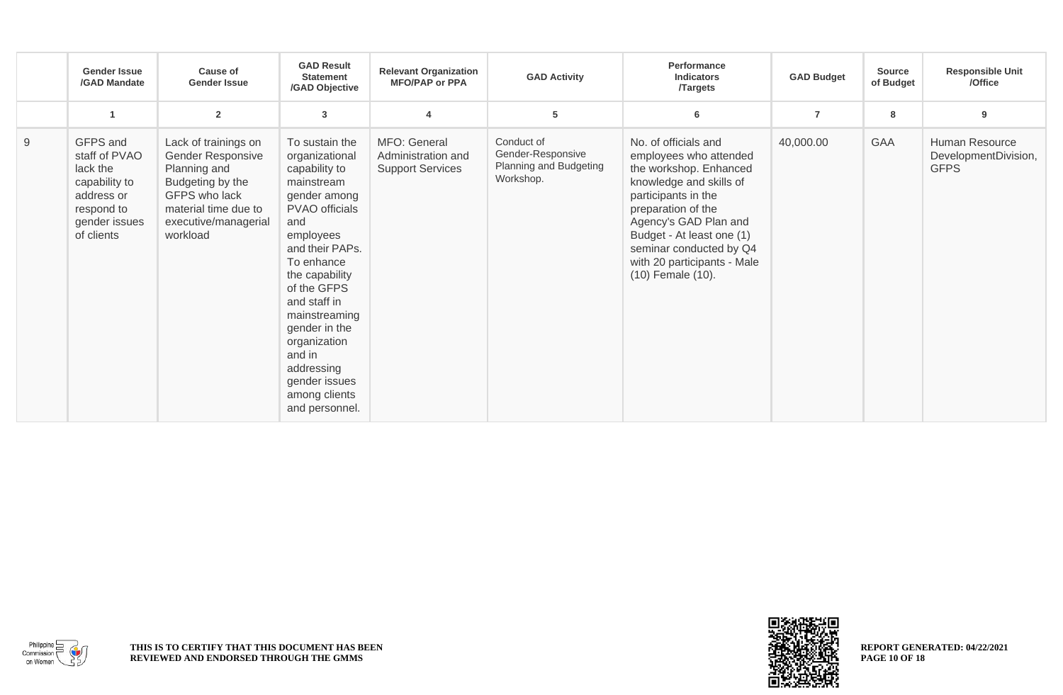| | Gender Issue /GAD Mandate | Cause of Gender Issue | GAD Result Statement /GAD Objective | Relevant Organization MFO/PAP or PPA | GAD Activity | Performance Indicators /Targets | GAD Budget | Source of Budget | Responsible Unit /Office |
|---|---|---|---|---|---|---|---|---|---|
| | 1 | 2 | 3 | 4 | 5 | 6 | 7 | 8 | 9 |
| 9 | GFPS and staff of PVAO lack the capability to address or respond to gender issues of clients | Lack of trainings on Gender Responsive Planning and Budgeting by the GFPS who lack material time due to executive/managerial workload | To sustain the organizational capability to mainstream gender among PVAO officials and employees and their PAPs. To enhance the capability of the GFPS and staff in mainstreaming gender in the organization and in addressing gender issues among clients and personnel. | MFO: General Administration and Support Services | Conduct of Gender-Responsive Planning and Budgeting Workshop. | No. of officials and employees who attended the workshop. Enhanced knowledge and skills of participants in the preparation of the Agency's GAD Plan and Budget - At least one (1) seminar conducted by Q4 with 20 participants - Male (10) Female (10). | 40,000.00 | GAA | Human Resource DevelopmentDivision, GFPS |

THIS IS TO CERTIFY THAT THIS DOCUMENT HAS BEEN REVIEWED AND ENDORSED THROUGH THE GMMS

REPORT GENERATED: 04/22/2021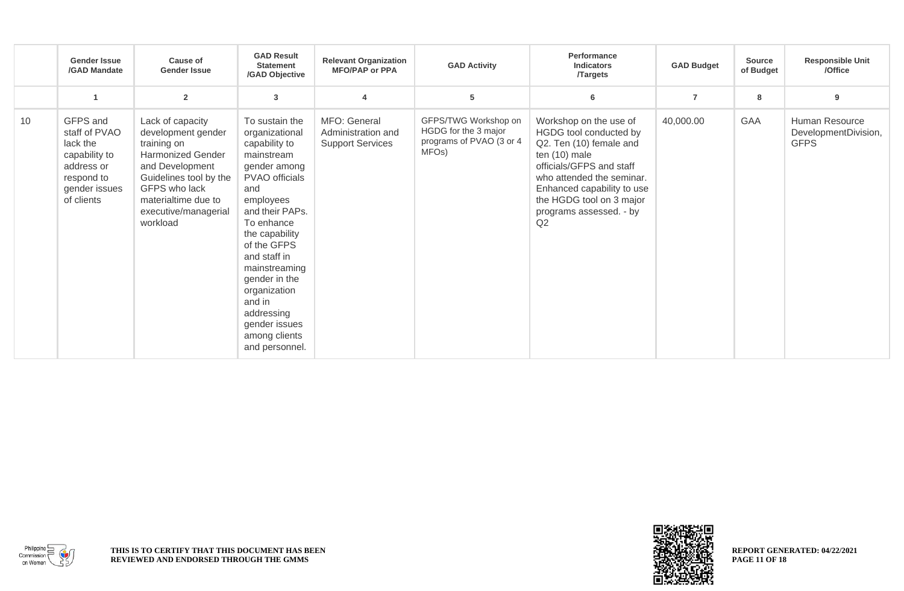| | Gender Issue /GAD Mandate | Cause of Gender Issue | GAD Result Statement /GAD Objective | Relevant Organization MFO/PAP or PPA | GAD Activity | Performance Indicators /Targets | GAD Budget | Source of Budget | Responsible Unit /Office |
|---|---|---|---|---|---|---|---|---|---|
| | 1 | 2 | 3 | 4 | 5 | 6 | 7 | 8 | 9 |
| 10 | GFPS and staff of PVAO lack the capability to address or respond to gender issues of clients | Lack of capacity development gender training on Harmonized Gender and Development Guidelines tool by the GFPS who lack materialtime due to executive/managerial workload | To sustain the organizational capability to mainstream gender among PVAO officials and employees and their PAPs. To enhance the capability of the GFPS and staff in mainstreaming gender in the organization and in addressing gender issues among clients and personnel. | MFO: General Administration and Support Services | GFPS/TWG Workshop on HGDG for the 3 major programs of PVAO (3 or 4 MFOs) | Workshop on the use of HGDG tool conducted by Q2. Ten (10) female and ten (10) male officials/GFPS and staff who attended the seminar. Enhanced capability to use the HGDG tool on 3 major programs assessed. - by Q2 | 40,000.00 | GAA | Human Resource DevelopmentDivision, GFPS |

THIS IS TO CERTIFY THAT THIS DOCUMENT HAS BEEN REVIEWED AND ENDORSED THROUGH THE GMMS

REPORT GENERATED: 04/22/2021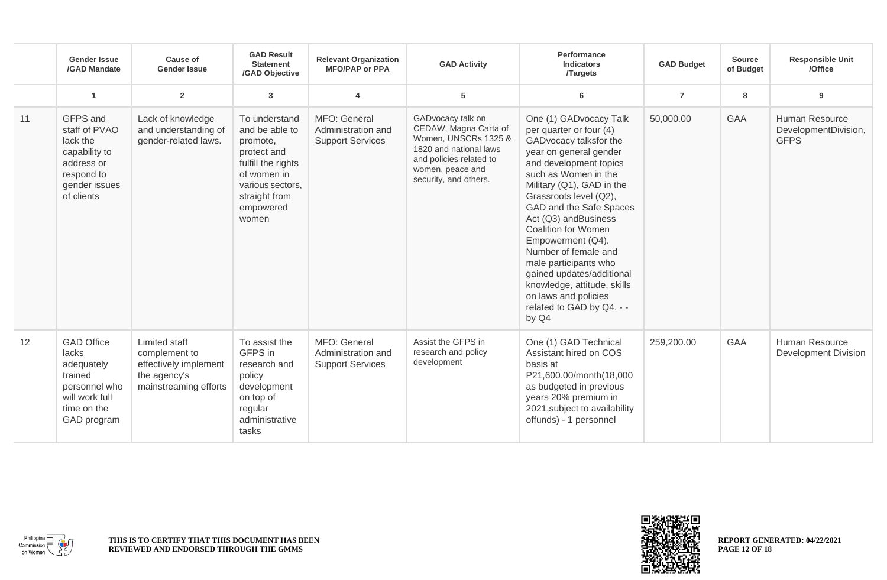| | Gender Issue /GAD Mandate | Cause of Gender Issue | GAD Result Statement /GAD Objective | Relevant Organization MFO/PAP or PPA | GAD Activity | Performance Indicators /Targets | GAD Budget | Source of Budget | Responsible Unit /Office |
|---|---|---|---|---|---|---|---|---|---|
| | 1 | 2 | 3 | 4 | 5 | 6 | 7 | 8 | 9 |
| 11 | GFPS and staff of PVAO lack the capability to address or respond to gender issues of clients | Lack of knowledge and understanding of gender-related laws. | To understand and be able to promote, protect and fulfill the rights of women in various sectors, straight from empowered women | MFO: General Administration and Support Services | GADvocacy talk on CEDAW, Magna Carta of Women, UNSCRs 1325 & 1820 and national laws and policies related to women, peace and security, and others. | One (1) GADvocacy Talk per quarter or four (4) GADvocacy talksfor the year on general gender and development topics such as Women in the Military (Q1), GAD in the Grassroots level (Q2), GAD and the Safe Spaces Act (Q3) andBusiness Coalition for Women Empowerment (Q4). Number of female and male participants who gained updates/additional knowledge, attitude, skills on laws and policies related to GAD by Q4. - - by Q4 | 50,000.00 | GAA | Human Resource DevelopmentDivision, GFPS |
| 12 | GAD Office lacks adequately trained personnel who will work full time on the GAD program | Limited staff complement to effectively implement the agency's mainstreaming efforts | To assist the GFPS in research and policy development on top of regular administrative tasks | MFO: General Administration and Support Services | Assist the GFPS in research and policy development | One (1) GAD Technical Assistant hired on COS basis at P21,600.00/month(18,000 as budgeted in previous years 20% premium in 2021,subject to availability offunds) - 1 personnel | 259,200.00 | GAA | Human Resource Development Division |

THIS IS TO CERTIFY THAT THIS DOCUMENT HAS BEEN REVIEWED AND ENDORSED THROUGH THE GMMS

REPORT GENERATED: 04/22/2021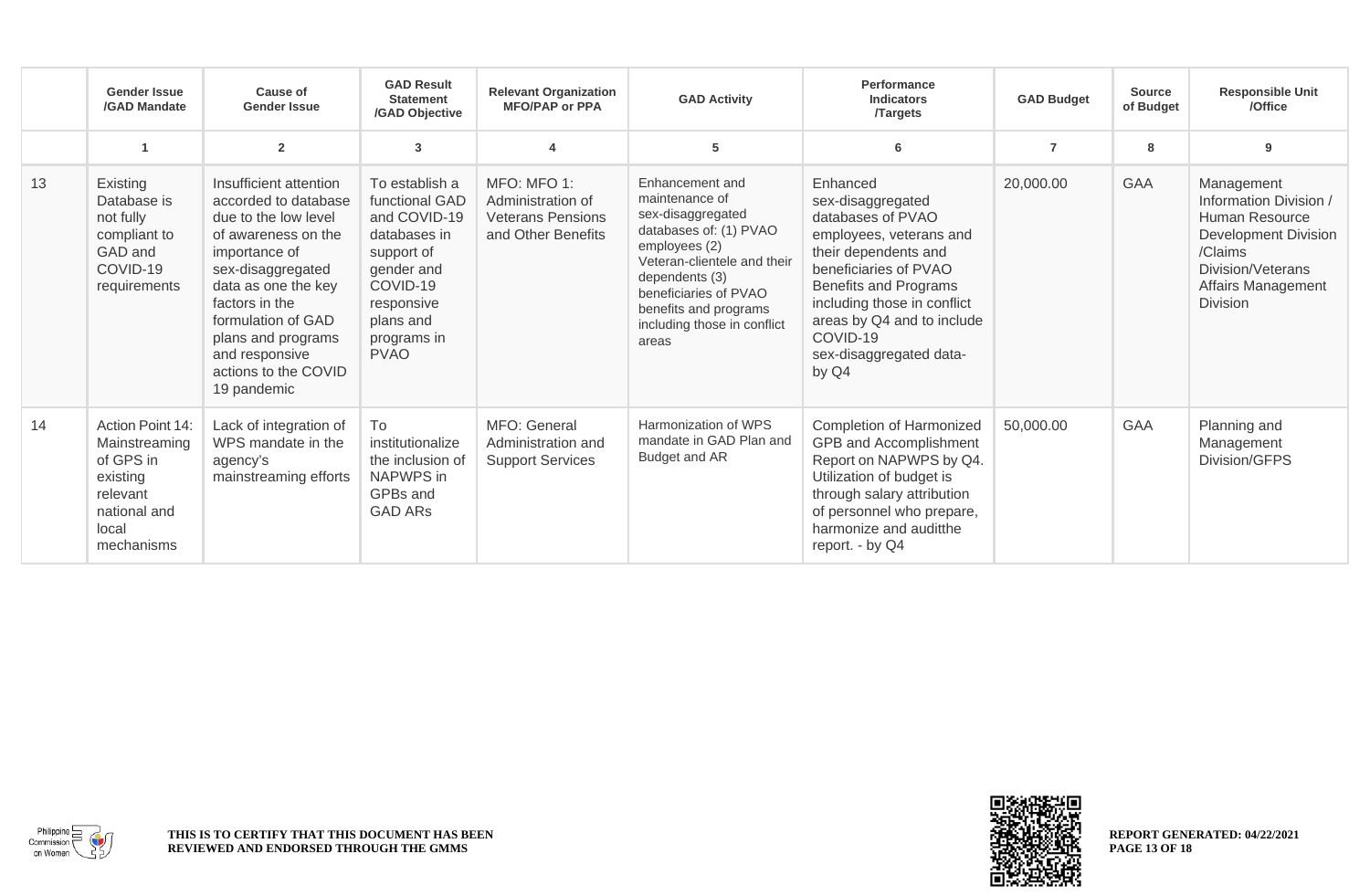| | Gender Issue /GAD Mandate | Cause of Gender Issue | GAD Result Statement /GAD Objective | Relevant Organization MFO/PAP or PPA | GAD Activity | Performance Indicators /Targets | GAD Budget | Source of Budget | Responsible Unit /Office |
|---|---|---|---|---|---|---|---|---|---|
| | 1 | 2 | 3 | 4 | 5 | 6 | 7 | 8 | 9 |
| 13 | Existing Database is not fully compliant to GAD and COVID-19 requirements | Insufficient attention accorded to database due to the low level of awareness on the importance of sex-disaggregated data as one the key factors in the formulation of GAD plans and programs and responsive actions to the COVID 19 pandemic | To establish a functional GAD and COVID-19 databases in support of gender and COVID-19 responsive plans and programs in PVAO | MFO: MFO 1: Administration of Veterans Pensions and Other Benefits | Enhancement and maintenance of sex-disaggregated databases of: (1) PVAO employees (2) Veteran-clientele and their dependents (3) beneficiaries of PVAO benefits and programs including those in conflict areas | Enhanced sex-disaggregated databases of PVAO employees, veterans and their dependents and beneficiaries of PVAO Benefits and Programs including those in conflict areas by Q4 and to include COVID-19 sex-disaggregated data- by Q4 | 20,000.00 | GAA | Management Information Division / Human Resource Development Division /Claims Division/Veterans Affairs Management Division |
| 14 | Action Point 14: Mainstreaming of GPS in existing relevant national and local mechanisms | Lack of integration of WPS mandate in the agency's mainstreaming efforts | To institutionalize the inclusion of NAPWPS in GPBs and GAD ARs | MFO: General Administration and Support Services | Harmonization of WPS mandate in GAD Plan and Budget and AR | Completion of Harmonized GPB and Accomplishment Report on NAPWPS by Q4. Utilization of budget is through salary attribution of personnel who prepare, harmonize and auditthe report. - by Q4 | 50,000.00 | GAA | Planning and Management Division/GFPS |

THIS IS TO CERTIFY THAT THIS DOCUMENT HAS BEEN REVIEWED AND ENDORSED THROUGH THE GMMS

REPORT GENERATED: 04/22/2021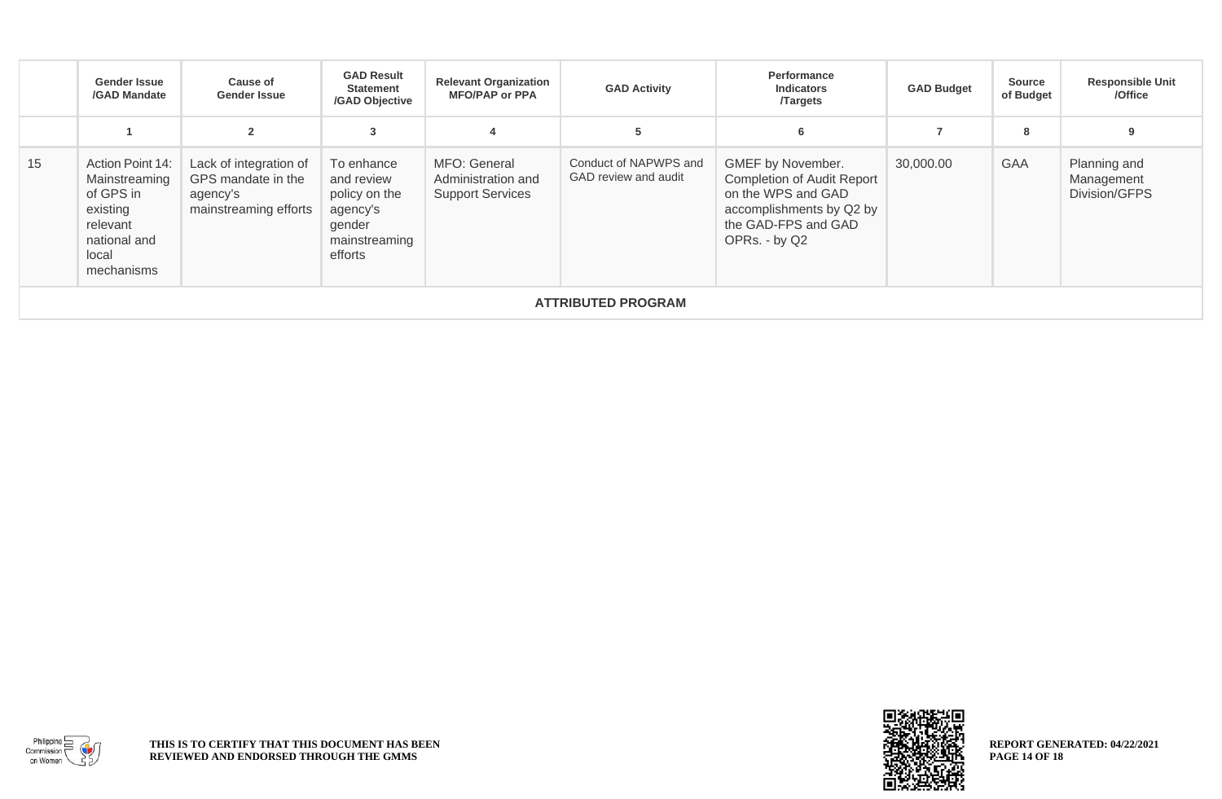| | Gender Issue /GAD Mandate | Cause of Gender Issue | GAD Result Statement /GAD Objective | Relevant Organization MFO/PAP or PPA | GAD Activity | Performance Indicators /Targets | GAD Budget | Source of Budget | Responsible Unit /Office |
|---|---|---|---|---|---|---|---|---|---|
| | 1 | 2 | 3 | 4 | 5 | 6 | 7 | 8 | 9 |
| 15 | Action Point 14: Mainstreaming of GPS in existing relevant national and local mechanisms | Lack of integration of GPS mandate in the agency's mainstreaming efforts | To enhance and review policy on the agency's gender mainstreaming efforts | MFO: General Administration and Support Services | Conduct of NAPWPS and GAD review and audit | GMEF by November. Completion of Audit Report on the WPS and GAD accomplishments by Q2 by the GAD-FPS and GAD OPRs. - by Q2 | 30,000.00 | GAA | Planning and Management Division/GFPS |

**ATTRIBUTED PROGRAM**

THIS IS TO CERTIFY THAT THIS DOCUMENT HAS BEEN REVIEWED AND ENDORSED THROUGH THE GMMS

REPORT GENERATED: 04/22/2021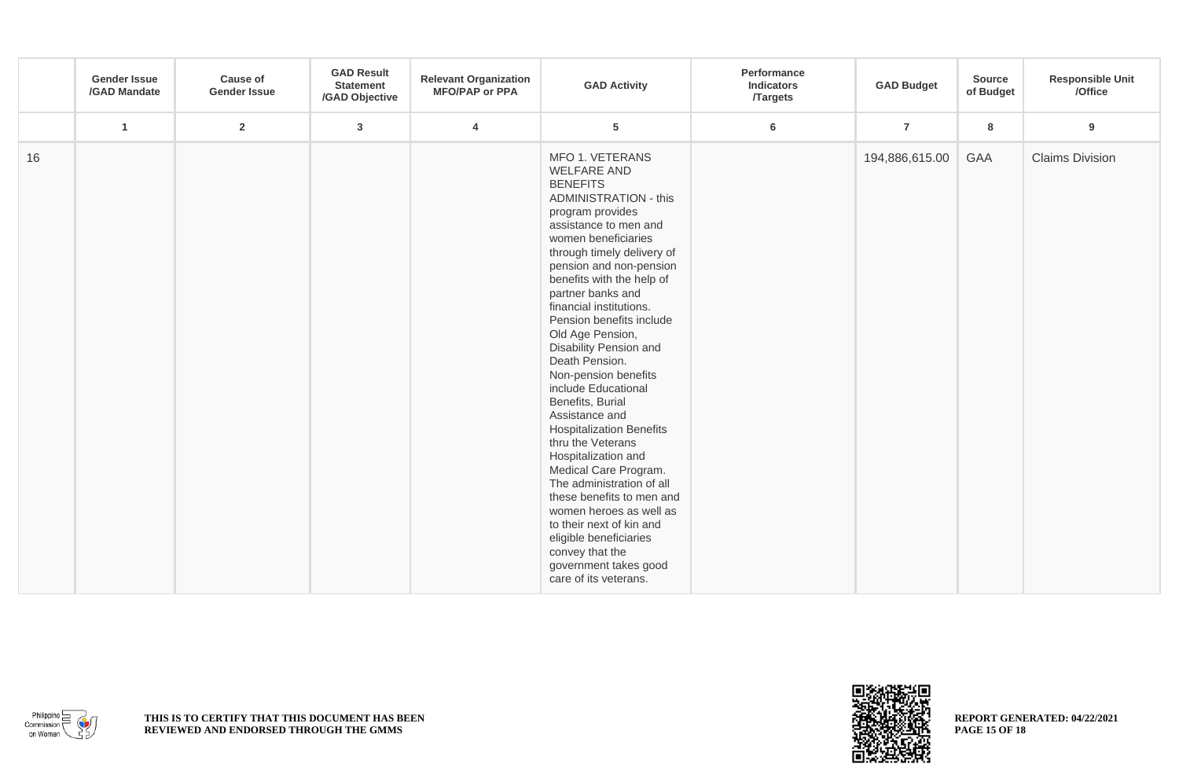| | Gender Issue /GAD Mandate | Cause of Gender Issue | GAD Result Statement /GAD Objective | Relevant Organization MFO/PAP or PPA | GAD Activity | Performance Indicators /Targets | GAD Budget | Source of Budget | Responsible Unit /Office |
|---|---|---|---|---|---|---|---|---|---|
| | 1 | 2 | 3 | 4 | 5 | 6 | 7 | 8 | 9 |
| 16 | | | | | MFO 1. VETERANS WELFARE AND BENEFITS ADMINISTRATION - this program provides assistance to men and women beneficiaries through timely delivery of pension and non-pension benefits with the help of partner banks and financial institutions. Pension benefits include Old Age Pension, Disability Pension and Death Pension. Non-pension benefits include Educational Benefits, Burial Assistance and Hospitalization Benefits thru the Veterans Hospitalization and Medical Care Program. The administration of all these benefits to men and women heroes as well as to their next of kin and eligible beneficiaries convey that the government takes good care of its veterans. | | 194,886,615.00 | GAA | Claims Division |

**THIS IS TO CERTIFY THAT THIS DOCUMENT HAS BEEN REVIEWED AND ENDORSED THROUGH THE GMMS**

**REPORT GENERATED: 04/22/2021**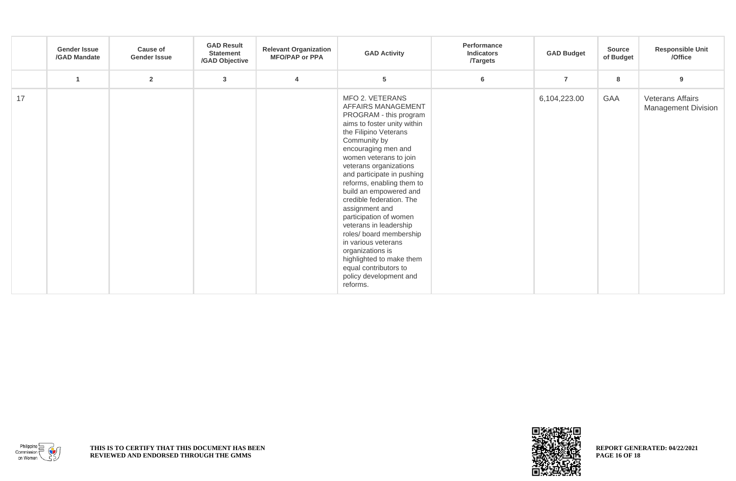| | Gender Issue /GAD Mandate | Cause of Gender Issue | GAD Result Statement /GAD Objective | Relevant Organization MFO/PAP or PPA | GAD Activity | Performance Indicators /Targets | GAD Budget | Source of Budget | Responsible Unit /Office |
|---|---|---|---|---|---|---|---|---|---|
| | 1 | 2 | 3 | 4 | 5 | 6 | 7 | 8 | 9 |
| 17 | | | | | MFO 2. VETERANS AFFAIRS MANAGEMENT PROGRAM - this program aims to foster unity within the Filipino Veterans Community by encouraging men and women veterans to join veterans organizations and participate in pushing reforms, enabling them to build an empowered and credible federation. The assignment and participation of women veterans in leadership roles/ board membership in various veterans organizations is highlighted to make them equal contributors to policy development and reforms. | | 6,104,223.00 | GAA | Veterans Affairs Management Division |

THIS IS TO CERTIFY THAT THIS DOCUMENT HAS BEEN REVIEWED AND ENDORSED THROUGH THE GMMS

REPORT GENERATED: 04/22/2021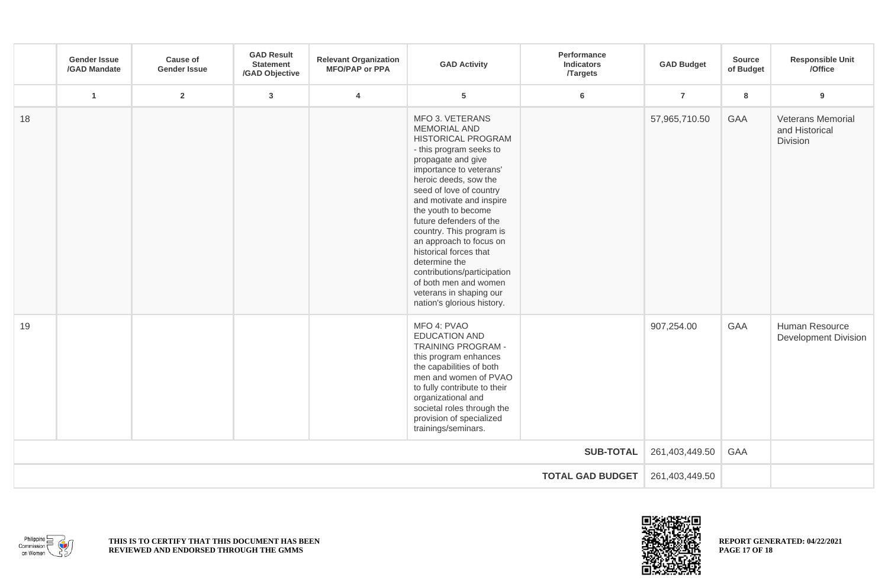| | Gender Issue /GAD Mandate | Cause of Gender Issue | GAD Result Statement /GAD Objective | Relevant Organization MFO/PAP or PPA | GAD Activity | Performance Indicators /Targets | GAD Budget | Source of Budget | Responsible Unit /Office |
|---|---|---|---|---|---|---|---|---|---|
| | 1 | 2 | 3 | 4 | 5 | 6 | 7 | 8 | 9 |
| 18 | | | | | MFO 3. VETERANS MEMORIAL AND HISTORICAL PROGRAM - this program seeks to propagate and give importance to veterans' heroic deeds, sow the seed of love of country and motivate and inspire the youth to become future defenders of the country. This program is an approach to focus on historical forces that determine the contributions/participation of both men and women veterans in shaping our nation's glorious history. | | 57,965,710.50 | GAA | Veterans Memorial and Historical Division |
| 19 | | | | | MFO 4: PVAO EDUCATION AND TRAINING PROGRAM - this program enhances the capabilities of both men and women of PVAO to fully contribute to their organizational and societal roles through the provision of specialized trainings/seminars. | | 907,254.00 | GAA | Human Resource Development Division |
| | | | | | | **SUB-TOTAL** | 261,403,449.50 | GAA | |
| | | | | | | **TOTAL GAD BUDGET** | 261,403,449.50 | | |

**THIS IS TO CERTIFY THAT THIS DOCUMENT HAS BEEN REVIEWED AND ENDORSED THROUGH THE GMMS**

**REPORT GENERATED: 04/22/2021**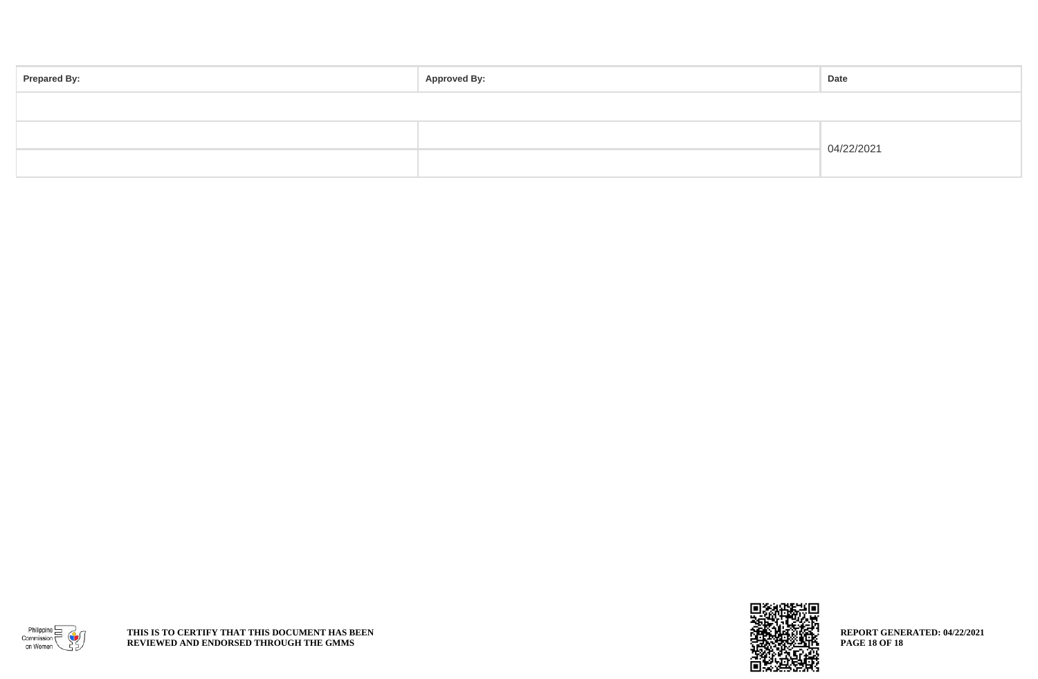| Prepared By: | Approved By: | Date |
|---|---|---|
| | | |
| | | 04/22/2021 |
| | | |

THIS IS TO CERTIFY THAT THIS DOCUMENT HAS BEEN REVIEWED AND ENDORSED THROUGH THE GMMS

REPORT GENERATED: 04/22/2021